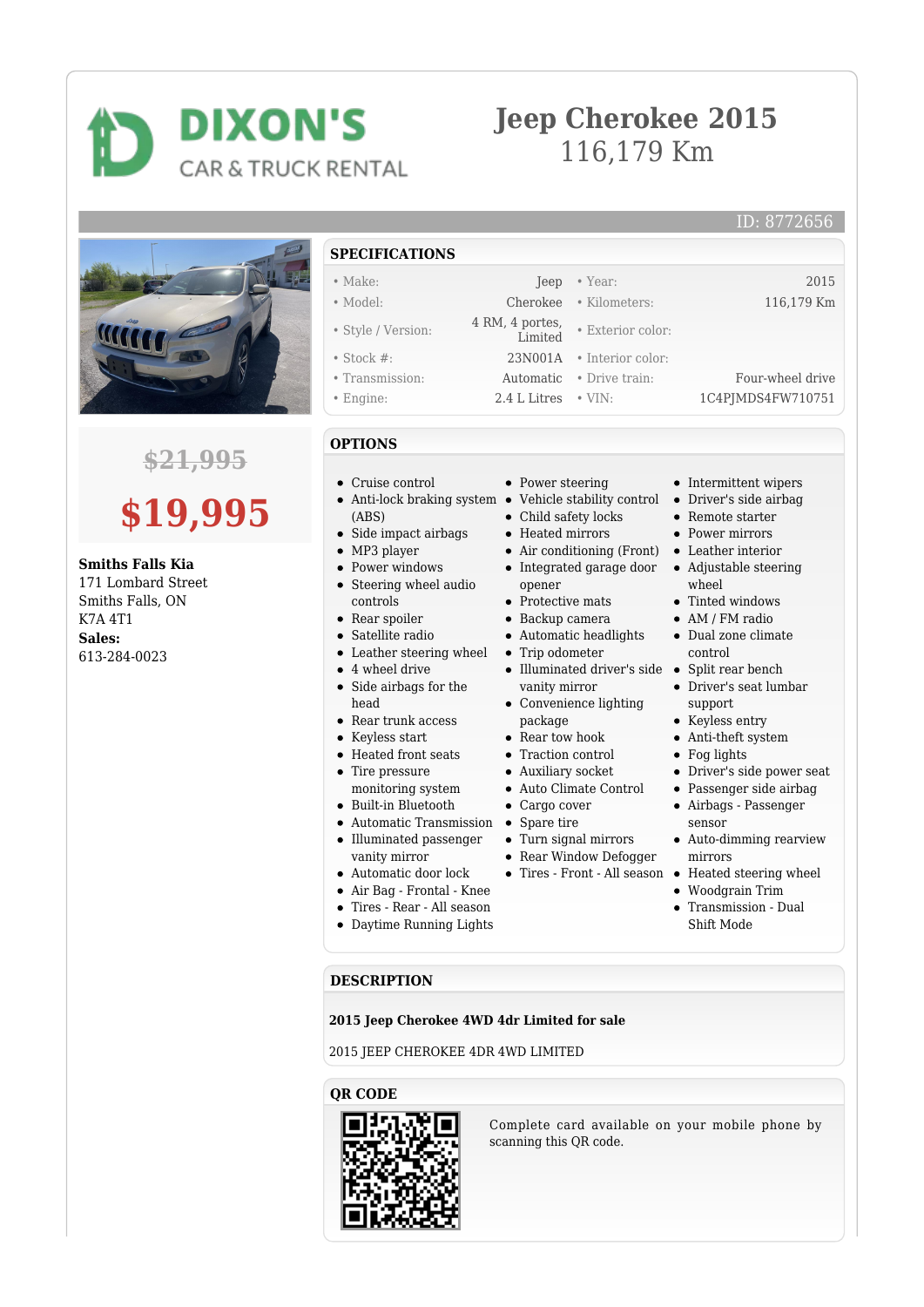# DIXON'S CAR & TRUCK RENTAL

# Jeep Cherokee 2015

116,179 Km

ID: 8772656

~~$21,995~~

**$19,995**

**Smiths Falls Kia**
171 Lombard Street
Smiths Falls, ON
K7A 4T1
**Sales:**
613-284-0023

## SPECIFICATIONS

| | | | |
|---|---|---|---|
| • Make: | Jeep | • Year: | 2015 |
| • Model: | Cherokee | • Kilometers: | 116,179 Km |
| • Style / Version: | 4 RM, 4 portes, Limited | • Exterior color: | |
| • Stock #: | 23N001A | • Interior color: | |
| • Transmission: | Automatic | • Drive train: | Four-wheel drive |
| • Engine: | 2.4 L Litres | • VIN: | 1C4PJMDS4FW710751 |

## OPTIONS

- Cruise control
- Anti-lock braking system (ABS)
- Side impact airbags
- MP3 player
- Power windows
- Steering wheel audio controls
- Rear spoiler
- Satellite radio
- Leather steering wheel
- 4 wheel drive
- Side airbags for the head
- Rear trunk access
- Keyless start
- Heated front seats
- Tire pressure monitoring system
- Built-in Bluetooth
- Automatic Transmission
- Illuminated passenger vanity mirror
- Automatic door lock
- Air Bag - Frontal - Knee
- Tires - Rear - All season
- Daytime Running Lights
- Power steering
- Vehicle stability control
- Child safety locks
- Heated mirrors
- Air conditioning (Front)
- Integrated garage door opener
- Protective mats
- Backup camera
- Automatic headlights
- Trip odometer
- Illuminated driver's side vanity mirror
- Convenience lighting package
- Rear tow hook
- Traction control
- Auxiliary socket
- Auto Climate Control
- Cargo cover
- Spare tire
- Turn signal mirrors
- Rear Window Defogger
- Tires - Front - All season
- Intermittent wipers
- Driver's side airbag
- Remote starter
- Power mirrors
- Leather interior
- Adjustable steering wheel
- Tinted windows
- AM / FM radio
- Dual zone climate control
- Split rear bench
- Driver's seat lumbar support
- Keyless entry
- Anti-theft system
- Fog lights
- Driver's side power seat
- Passenger side airbag
- Airbags - Passenger sensor
- Auto-dimming rearview mirrors
- Heated steering wheel
- Woodgrain Trim
- Transmission - Dual Shift Mode

## DESCRIPTION

**2015 Jeep Cherokee 4WD 4dr Limited for sale**

2015 JEEP CHEROKEE 4DR 4WD LIMITED

## QR CODE

Complete card available on your mobile phone by scanning this QR code.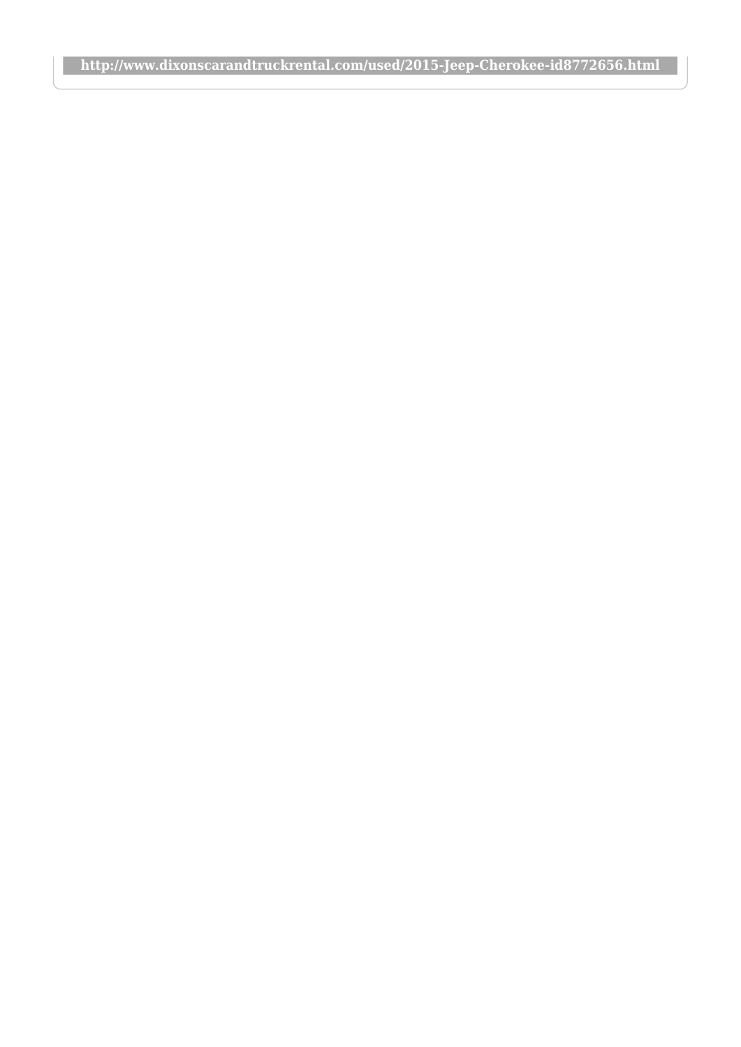**http://www.dixonscarandtruckrental.com/used/2015-Jeep-Cherokee-id8772656.html**